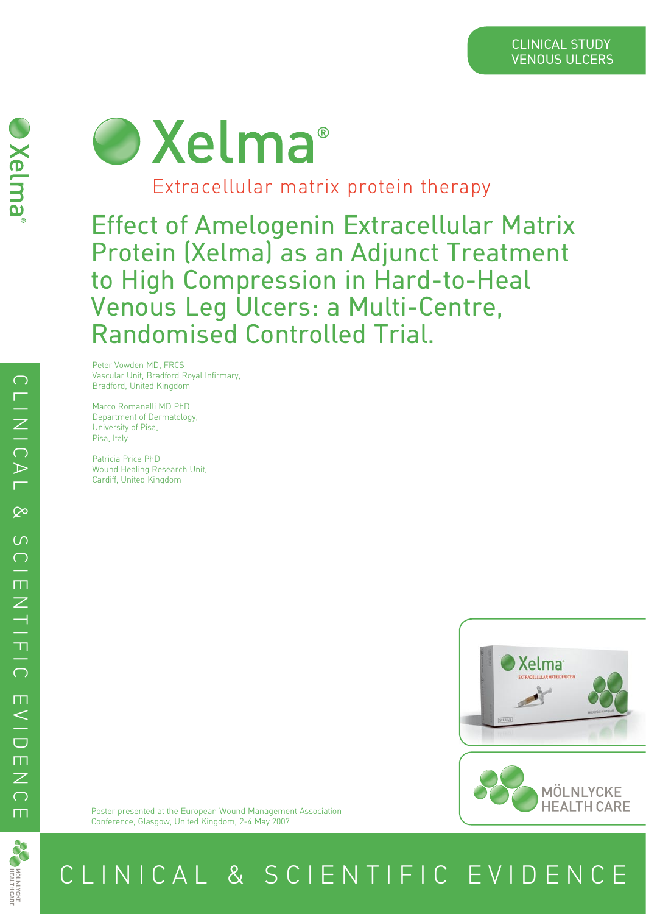CLINICAL STUDY
VENOUS ULCERS

# Xelma®

Extracellular matrix protein therapy

## Effect of Amelogenin Extracellular Matrix Protein (Xelma) as an Adjunct Treatment to High Compression in Hard-to-Heal Venous Leg Ulcers: a Multi-Centre, Randomised Controlled Trial.

Peter Vowden MD, FRCS
Vascular Unit, Bradford Royal Infirmary,
Bradford, United Kingdom

Marco Romanelli MD PhD
Department of Dermatology,
University of Pisa,
Pisa, Italy

Patricia Price PhD
Wound Healing Research Unit,
Cardiff, United Kingdom

Poster presented at the European Wound Management Association Conference, Glasgow, United Kingdom, 2-4 May 2007

MÖLNLYCKE HEALTH CARE

CLINICAL & SCIENTIFIC EVIDENCE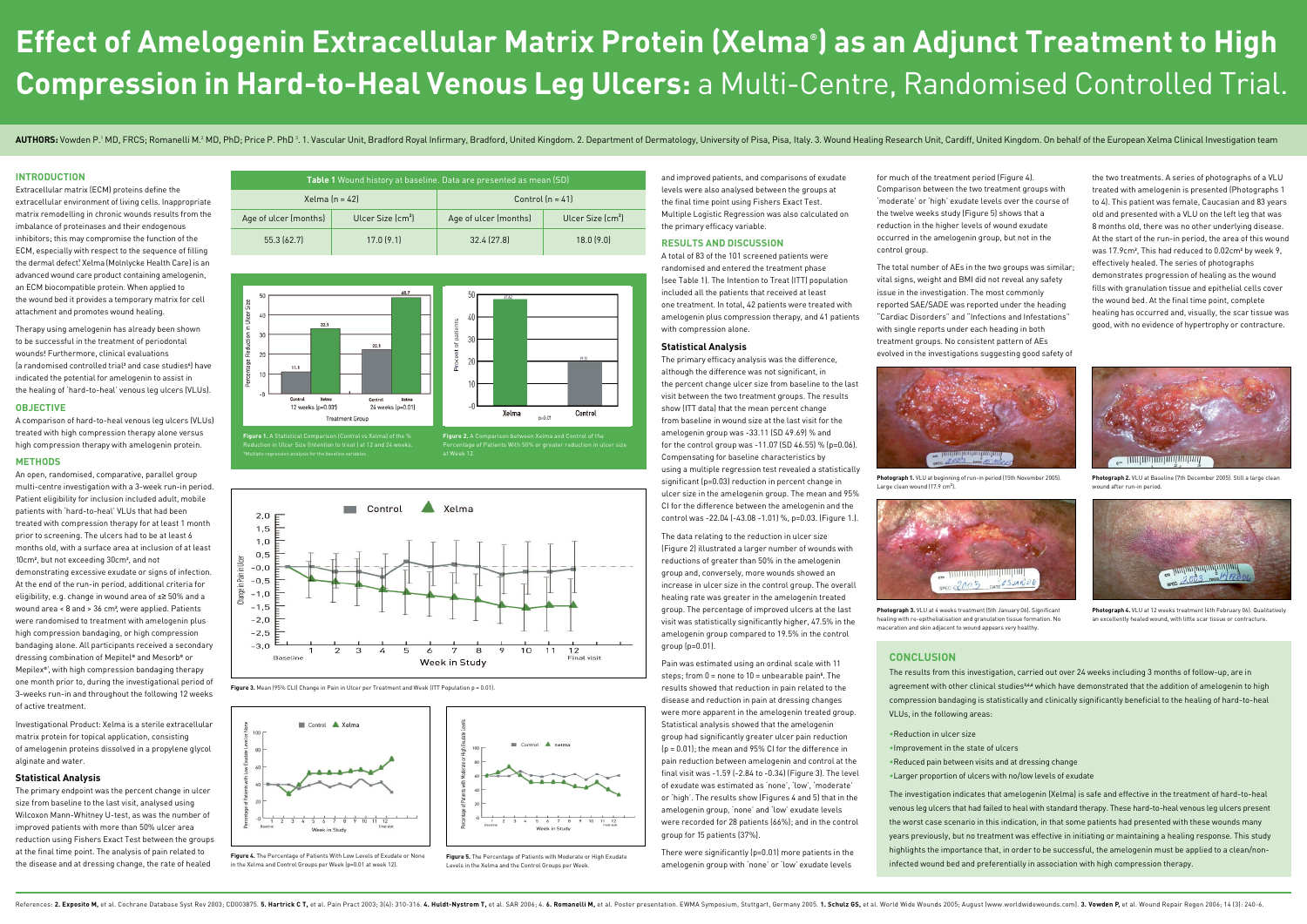# Effect of Amelogenin Extracellular Matrix Protein (Xelma®) as an Adjunct Treatment to High Compression in Hard-to-Heal Venous Leg Ulcers: a Multi-Centre, Randomised Controlled Trial.

**AUTHORS:** Vowden P.[1] MD, FRCS; Romanelli M.[2] MD, PhD; Price P. PhD[3]. 1. Vascular Unit, Bradford Royal Infirmary, Bradford, United Kingdom. 2. Department of Dermatology, University of Pisa, Pisa, Italy. 3. Wound Healing Research Unit, Cardiff, United Kingdom. On behalf of the European Xelma Clinical Investigation team

## INTRODUCTION

Extracellular matrix (ECM) proteins define the extracellular environment of living cells. Inappropriate matrix remodelling in chronic wounds results from the imbalance of proteinases and their endogenous inhibitors; this may compromise the function of the ECM, especially with respect to the sequence of filling the dermal defect[1]. Xelma (Molnlycke Health Care) is an advanced wound care product containing amelogenin, an ECM biocompatible protein. When applied to the wound bed it provides a temporary matrix for cell attachment and promotes wound healing.

Therapy using amelogenin has already been shown to be successful in the treatment of periodontal wounds[2]. Furthermore, clinical evaluations (a randomised controlled trial[3] and case studies[4]) have indicated the potential for amelogenin to assist in the healing of 'hard-to-heal' venous leg ulcers (VLUs).

## OBJECTIVE

A comparison of hard-to-heal venous leg ulcers (VLUs) treated with high compression therapy alone versus high compression therapy with amelogenin protein.

## METHODS

An open, randomised, comparative, parallel group multi-centre investigation with a 3-week run-in period. Patient eligibility for inclusion included adult, mobile patients with 'hard-to-heal' VLUs that had been treated with compression therapy for at least 1 month prior to screening. The ulcers had to be at least 6 months old, with a surface area at inclusion of at least 10cm², but not exceeding 30cm², and not demonstrating excessive exudate or signs of infection. At the end of the run-in period, additional criteria for eligibility, e.g. change in wound area of ≥ 50% and a wound area < 8 and > 36 cm², were applied. Patients were randomised to treatment with amelogenin plus high compression bandaging, or high compression bandaging alone. All participants received a secondary dressing combination of Mepitel® and Mesorb® or Mepilex®, with high compression bandaging therapy one month prior to, during the investigational period of 3-weeks run-in and throughout the following 12 weeks of active treatment.

Investigational Product: Xelma is a sterile extracellular matrix protein for topical application, consisting of amelogenin proteins dissolved in a propylene glycol alginate and water.

### Statistical Analysis

The primary endpoint was the percent change in ulcer size from baseline to the last visit, analysed using Wilcoxon Mann-Whitney U-test, as was the number of improved patients with more than 50% ulcer area reduction using Fishers Exact Test between the groups at the final time point. The analysis of pain related to the disease and at dressing change, the rate of healed and improved patients, and comparisons of exudate levels were also analysed between the groups at the final time point using Fishers Exact Test. Multiple Logistic Regression was also calculated on the primary efficacy variable.

**Table 1** Wound history at baseline. Data are presented as mean (SD)

| Xelma (n = 42) | | Control (n = 41) | |
|---|---|---|---|
| Age of ulcer (months) | Ulcer Size (cm²) | Age of ulcer (months) | Ulcer Size (cm²) |
| 55.3 (62.7) | 17.0 (9.1) | 32.4 (27.8) | 18.0 (9.0) |

**Figure 1.** A Statistical Comparison (Control vs Xelma) of the % Reduction in Ulcer Size (Intention to treat) at 12 and 24 weeks. *Multiple regression analysis for the baseline variables

**Figure 2.** A Comparison between Xelma and Control of the Percentage of Patients With 50% or greater reduction in ulcer size at Week 12.

**Figure 3.** Mean (95% CLI) Change in Pain in Ulcer per Treatment and Week (ITT Population p = 0.01).

**Figure 4.** The Percentage of Patients With Low Levels of Exudate or None in the Xelma and Control Groups per Week (p=0.01 at week 12).

**Figure 5.** The Percentage of Patients with Moderate or High Exudate Levels in the Xelma and the Control Groups per Week.

## RESULTS AND DISCUSSION

A total of 83 of the 101 screened patients were randomised and entered the treatment phase (see Table 1). The Intention to Treat (ITT) population included all the patients that received at least one treatment. In total, 42 patients were treated with amelogenin plus compression therapy, and 41 patients with compression alone.

### Statistical Analysis

The primary efficacy analysis was the difference, although the difference was not significant, in the percent change ulcer size from baseline to the last visit between the two treatment groups. The results show (ITT data) that the mean percent change from baseline in wound size at the last visit for the amelogenin group was -33.11 (SD 49.69) % and for the control group was -11.07 (SD 46.55) % (p=0.06). Compensating for baseline characteristics by using a multiple regression test revealed a statistically significant (p=0.03) reduction in percent change in ulcer size in the amelogenin group. The mean and 95% CI for the difference between the amelogenin and the control was -22.04 (-43.08 -1.01) %, p=0.03. (Figure 1.)

The data relating to the reduction in ulcer size (Figure 2) illustrated a larger number of wounds with reductions of greater than 50% in the amelogenin group and, conversely, more wounds showed an increase in ulcer size in the control group. The overall healing rate was greater in the amelogenin treated group. The percentage of improved ulcers at the last visit was statistically significantly higher, 47.5% in the amelogenin group compared to 19.5% in the control group (p=0.01).

Pain was estimated using an ordinal scale with 11 steps; from 0 = none to 10 = unbearable pain[5]. The results showed that reduction in pain related to the disease and reduction in pain at dressing changes were more apparent in the amelogenin treated group. Statistical analysis showed that the amelogenin group had significantly greater ulcer pain reduction (p = 0.01); the mean and 95% CI for the difference in pain reduction between amelogenin and control at the final visit was -1.59 (-2.84 to -0.34) (Figure 3). The level of exudate was estimated as 'none', 'low', 'moderate' or 'high'. The results show (Figures 4 and 5) that in the amelogenin group, 'none' and 'low' exudate levels were recorded for 28 patients (66%); and in the control group for 15 patients (37%).

There were significantly (p=0.01) more patients in the amelogenin group with 'none' or 'low' exudate levels for much of the treatment period (Figure 4). Comparison between the two treatment groups with 'moderate' or 'high' exudate levels over the course of the twelve weeks study (Figure 5) shows that a reduction in the higher levels of wound exudate occurred in the amelogenin group, but not in the control group.

The total number of AEs in the two groups was similar; vital signs, weight and BMI did not reveal any safety issue in the investigation. The most commonly reported SAE/SADE was reported under the heading "Cardiac Disorders" and "Infections and Infestations" with single reports under each heading in both treatment groups. No consistent pattern of AEs evolved in the investigations suggesting good safety of the two treatments. A series of photographs of a VLU treated with amelogenin is presented (Photographs 1 to 4). This patient was female, Caucasian and 83 years old and presented with a VLU on the left leg that was 8 months old, there was no other underlying disease. At the start of the run-in period, the area of this wound was 17.9cm². This had reduced to 0.02cm² by week 9, effectively healed. The series of photographs demonstrates progression of healing as the wound fills with granulation tissue and epithelial cells cover the wound bed. At the final time point, complete healing has occurred and, visually, the scar tissue was good, with no evidence of hypertrophy or contracture.

**Photograph 1.** VLU at beginning of run-in period (15th November 2005). Large clean wound (17.9 cm²).

**Photograph 2.** VLU at Baseline (7th December 2005). Still a large clean wound after run-in period.

**Photograph 3.** VLU at 4 weeks treatment (5th January 06). Significant healing with re-epithelialisation and granulation tissue formation. No maceration and skin adjacent to wound appears very healthy.

**Photograph 4.** VLU at 12 weeks treatment (4th February 06). Qualitatively an excellently healed wound, with little scar tissue or contracture.

## CONCLUSION

The results from this investigation, carried out over 24 weeks including 3 months of follow-up, are in agreement with other clinical studies[3,4,6] which have demonstrated that the addition of amelogenin to high compression bandaging is statistically and clinically significantly beneficial to the healing of hard-to-heal VLUs, in the following areas:

- Reduction in ulcer size
- Improvement in the state of ulcers
- Reduced pain between visits and at dressing change
- Larger proportion of ulcers with no/low levels of exudate

The investigation indicates that amelogenin (Xelma) is safe and effective in the treatment of hard-to-heal venous leg ulcers that had failed to heal with standard therapy. These hard-to-heal venous leg ulcers present the worst case scenario in this indication, in that some patients had presented with these wounds many years previously, but no treatment was effective in initiating or maintaining a healing response. This study highlights the importance that, in order to be successful, the amelogenin must be applied to a clean/non-infected wound bed and preferentially in association with high compression bandaging.

References: **2. Exposito M,** et al. Cochrane Database Syst Rev 2003; CD003875. **5. Hartrick C T,** et al. Pain Pract 2003; 3(4): 310-316. **4. Huldt-Nystrom T,** et al. SAR 2006; 4. **6. Romanelli M,** et al. Poster presentation. EWMA Symposium, Stuttgart, Germany 2005. **1. Schultz GS,** et al. World Wide Wounds 2005; August (www.worldwidewounds.com). **3. Vowden P,** et al. Wound Repair Regen 2006; 14 (3): 240-6.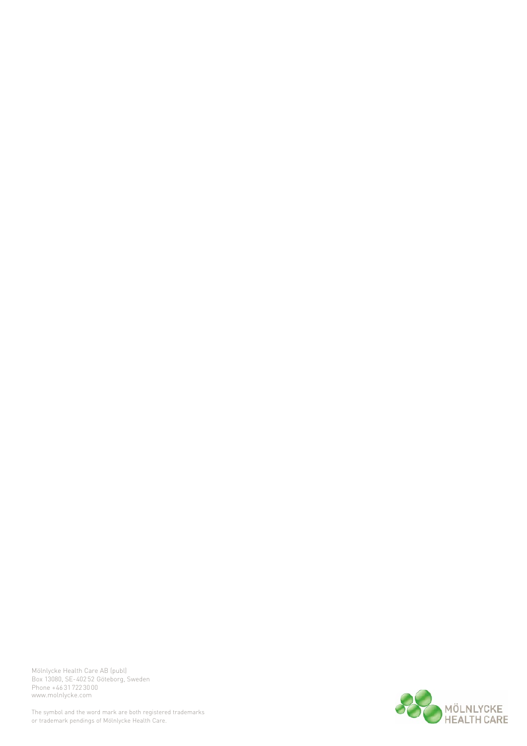Mölnlycke Health Care AB (publ)
Box 13080, SE-402 52 Göteborg, Sweden
Phone +46 31 722 30 00
www.molnlycke.com

The symbol and the word mark are both registered trademarks
or trademark pendings of Mölnlycke Health Care.

MÖLNLYCKE
HEALTH CARE